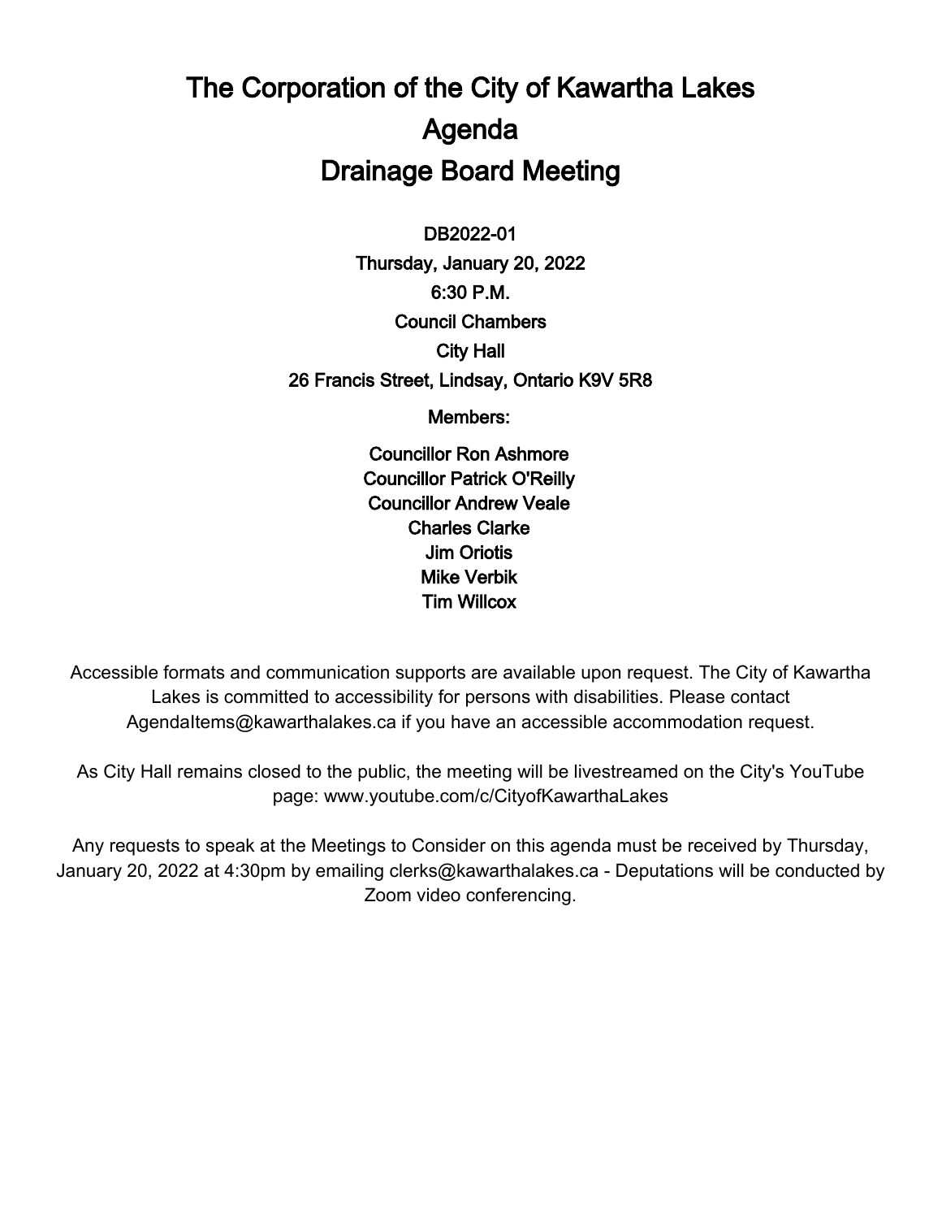# The Corporation of the City of Kawartha Lakes
# Agenda
# Drainage Board Meeting

**DB2022-01**

**Thursday, January 20, 2022**

**6:30 P.M.**

**Council Chambers**

**City Hall**

**26 Francis Street, Lindsay, Ontario K9V 5R8**

**Members:**

**Councillor Ron Ashmore**
**Councillor Patrick O'Reilly**
**Councillor Andrew Veale**
**Charles Clarke**
**Jim Oriotis**
**Mike Verbik**
**Tim Willcox**

Accessible formats and communication supports are available upon request. The City of Kawartha Lakes is committed to accessibility for persons with disabilities. Please contact AgendaItems@kawarthalakes.ca if you have an accessible accommodation request.

As City Hall remains closed to the public, the meeting will be livestreamed on the City's YouTube page: www.youtube.com/c/CityofKawarthaLakes

Any requests to speak at the Meetings to Consider on this agenda must be received by Thursday, January 20, 2022 at 4:30pm by emailing clerks@kawarthalakes.ca - Deputations will be conducted by Zoom video conferencing.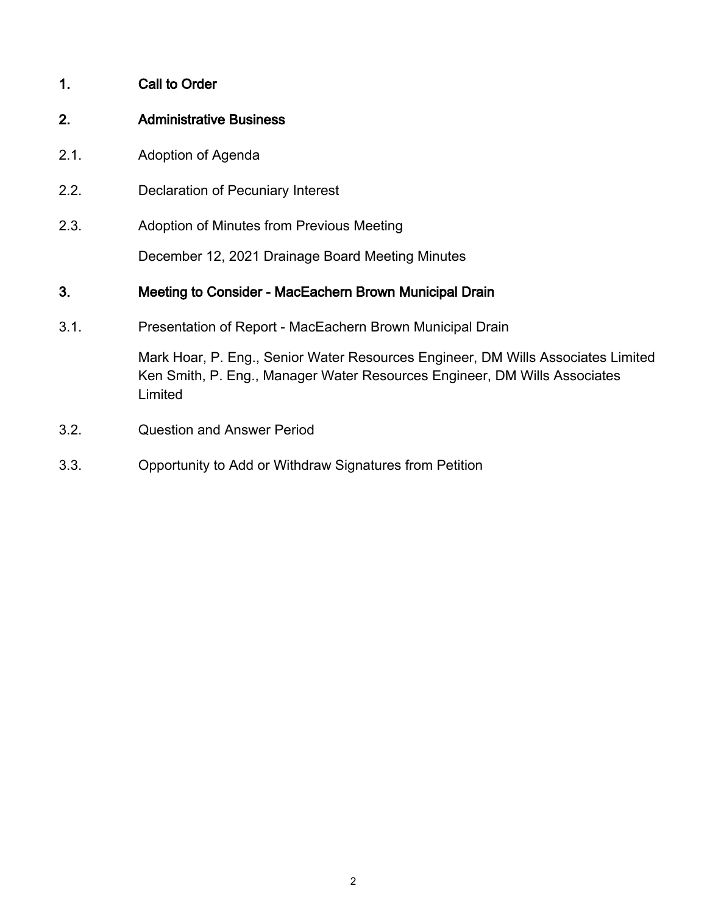## 1. Call to Order

## 2. Administrative Business

2.1. Adoption of Agenda

2.2. Declaration of Pecuniary Interest

2.3. Adoption of Minutes from Previous Meeting

December 12, 2021 Drainage Board Meeting Minutes

## 3. Meeting to Consider - MacEachern Brown Municipal Drain

3.1. Presentation of Report - MacEachern Brown Municipal Drain

Mark Hoar, P. Eng., Senior Water Resources Engineer, DM Wills Associates Limited
Ken Smith, P. Eng., Manager Water Resources Engineer, DM Wills Associates Limited

3.2. Question and Answer Period

3.3. Opportunity to Add or Withdraw Signatures from Petition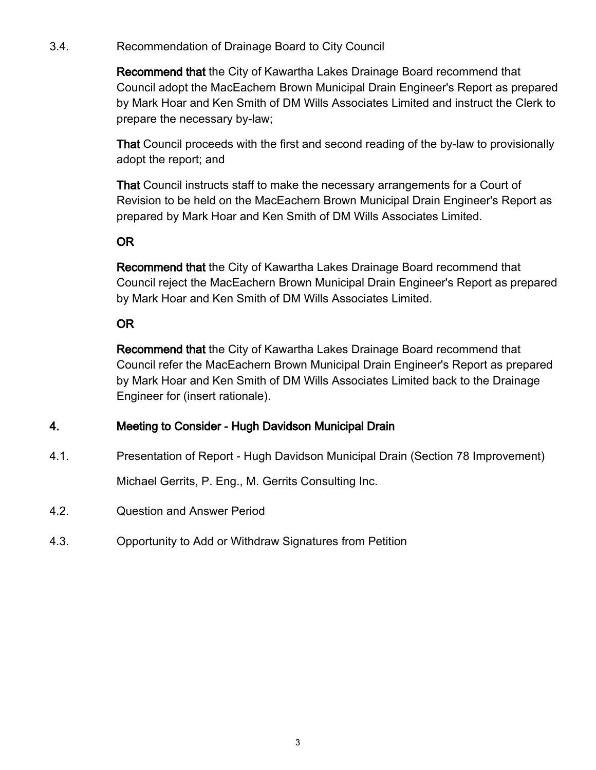3.4. Recommendation of Drainage Board to City Council

**Recommend that** the City of Kawartha Lakes Drainage Board recommend that Council adopt the MacEachern Brown Municipal Drain Engineer's Report as prepared by Mark Hoar and Ken Smith of DM Wills Associates Limited and instruct the Clerk to prepare the necessary by-law;

**That** Council proceeds with the first and second reading of the by-law to provisionally adopt the report; and

**That** Council instructs staff to make the necessary arrangements for a Court of Revision to be held on the MacEachern Brown Municipal Drain Engineer's Report as prepared by Mark Hoar and Ken Smith of DM Wills Associates Limited.

**OR**

**Recommend that** the City of Kawartha Lakes Drainage Board recommend that Council reject the MacEachern Brown Municipal Drain Engineer's Report as prepared by Mark Hoar and Ken Smith of DM Wills Associates Limited.

**OR**

**Recommend that** the City of Kawartha Lakes Drainage Board recommend that Council refer the MacEachern Brown Municipal Drain Engineer's Report as prepared by Mark Hoar and Ken Smith of DM Wills Associates Limited back to the Drainage Engineer for (insert rationale).

## 4. Meeting to Consider - Hugh Davidson Municipal Drain

4.1. Presentation of Report - Hugh Davidson Municipal Drain (Section 78 Improvement)

Michael Gerrits, P. Eng., M. Gerrits Consulting Inc.

4.2. Question and Answer Period

4.3. Opportunity to Add or Withdraw Signatures from Petition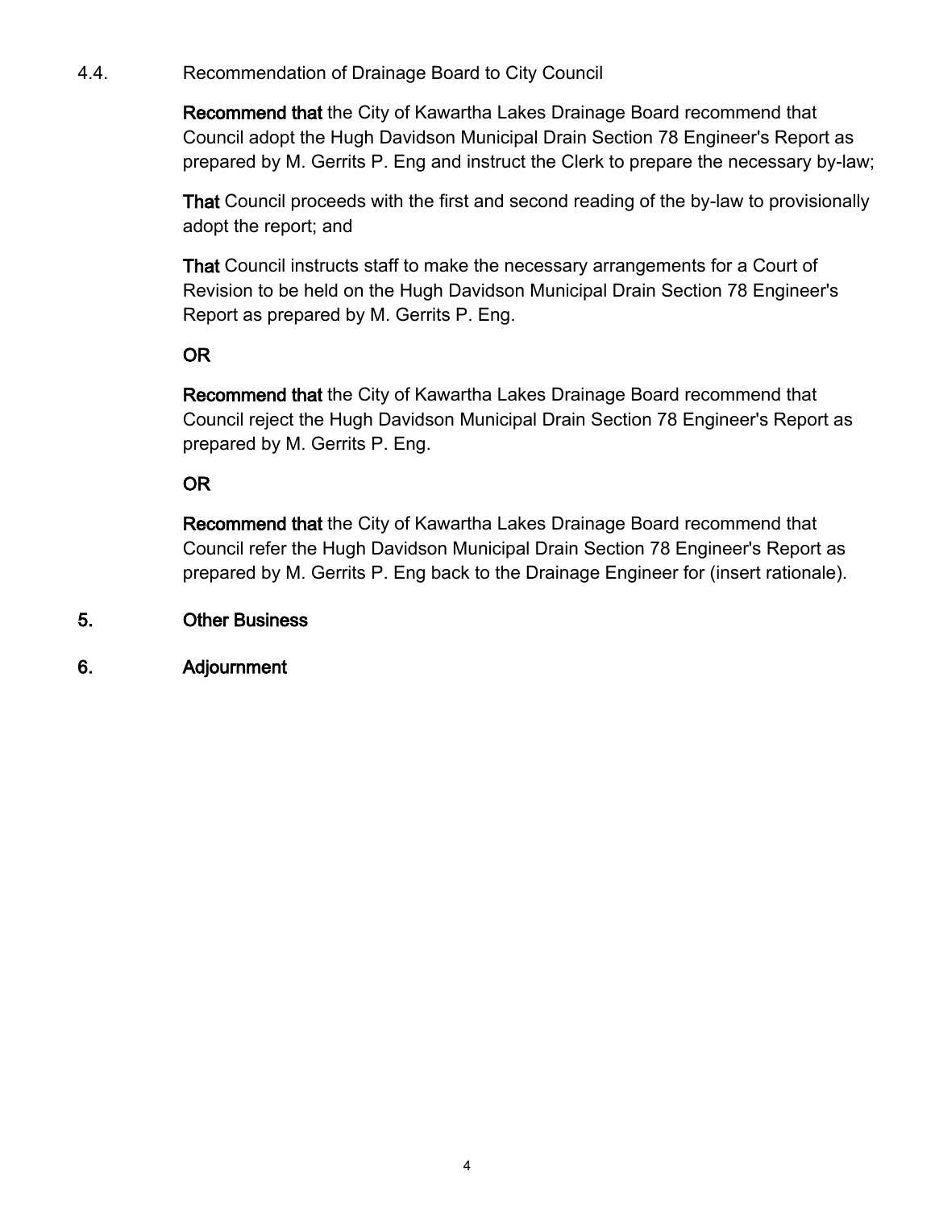4.4. Recommendation of Drainage Board to City Council

**Recommend that** the City of Kawartha Lakes Drainage Board recommend that Council adopt the Hugh Davidson Municipal Drain Section 78 Engineer's Report as prepared by M. Gerrits P. Eng and instruct the Clerk to prepare the necessary by-law;

**That** Council proceeds with the first and second reading of the by-law to provisionally adopt the report; and

**That** Council instructs staff to make the necessary arrangements for a Court of Revision to be held on the Hugh Davidson Municipal Drain Section 78 Engineer's Report as prepared by M. Gerrits P. Eng.

**OR**

**Recommend that** the City of Kawartha Lakes Drainage Board recommend that Council reject the Hugh Davidson Municipal Drain Section 78 Engineer's Report as prepared by M. Gerrits P. Eng.

**OR**

**Recommend that** the City of Kawartha Lakes Drainage Board recommend that Council refer the Hugh Davidson Municipal Drain Section 78 Engineer's Report as prepared by M. Gerrits P. Eng back to the Drainage Engineer for (insert rationale).

## 5. Other Business

## 6. Adjournment